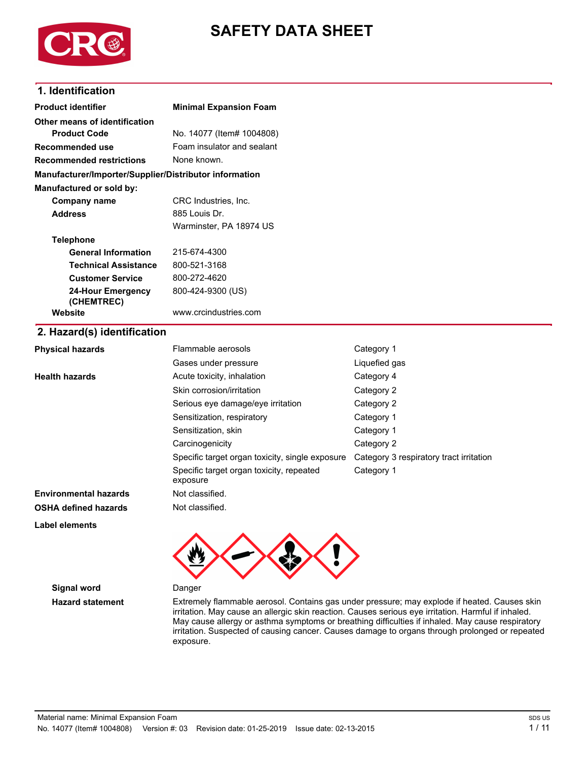# SAFETY DATA SHEET

## 1. Identification

| | |
|---|---|
| **Product identifier** | **Minimal Expansion Foam** |
| **Other means of identification** | |
| **Product Code** | No. 14077 (Item# 1004808) |
| **Recommended use** | Foam insulator and sealant |
| **Recommended restrictions** | None known. |

**Manufacturer/Importer/Supplier/Distributor information**

**Manufactured or sold by:**

| | |
|---|---|
| **Company name** | CRC Industries, Inc. |
| **Address** | 885 Louis Dr.<br>Warminster, PA 18974 US |
| **Telephone** | |
| **General Information** | 215-674-4300 |
| **Technical Assistance** | 800-521-3168 |
| **Customer Service** | 800-272-4620 |
| **24-Hour Emergency (CHEMTREC)** | 800-424-9300 (US) |
| **Website** | www.crcindustries.com |

## 2. Hazard(s) identification

| | | |
|---|---|---|
| **Physical hazards** | Flammable aerosols | Category 1 |
| | Gases under pressure | Liquefied gas |
| **Health hazards** | Acute toxicity, inhalation | Category 4 |
| | Skin corrosion/irritation | Category 2 |
| | Serious eye damage/eye irritation | Category 2 |
| | Sensitization, respiratory | Category 1 |
| | Sensitization, skin | Category 1 |
| | Carcinogenicity | Category 2 |
| | Specific target organ toxicity, single exposure | Category 3 respiratory tract irritation |
| | Specific target organ toxicity, repeated exposure | Category 1 |
| **Environmental hazards** | Not classified. | |
| **OSHA defined hazards** | Not classified. | |

**Label elements**

**Signal word** Danger

**Hazard statement** Extremely flammable aerosol. Contains gas under pressure; may explode if heated. Causes skin irritation. May cause an allergic skin reaction. Causes serious eye irritation. Harmful if inhaled. May cause allergy or asthma symptoms or breathing difficulties if inhaled. May cause respiratory irritation. Suspected of causing cancer. Causes damage to organs through prolonged or repeated exposure.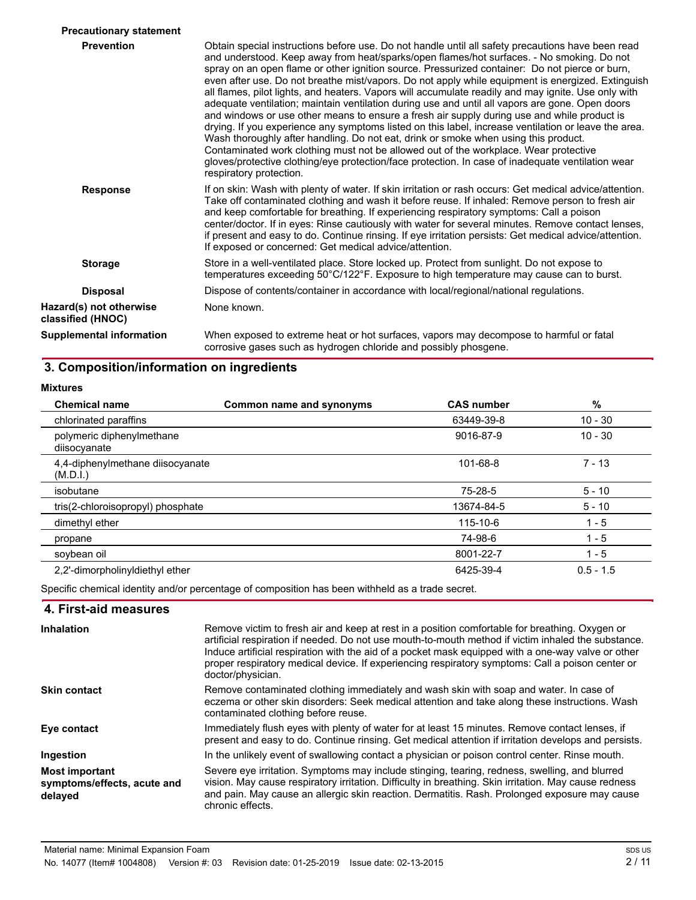**Precautionary statement**

**Prevention**

Obtain special instructions before use. Do not handle until all safety precautions have been read and understood. Keep away from heat/sparks/open flames/hot surfaces. - No smoking. Do not spray on an open flame or other ignition source. Pressurized container: Do not pierce or burn, even after use. Do not breathe mist/vapors. Do not apply while equipment is energized. Extinguish all flames, pilot lights, and heaters. Vapors will accumulate readily and may ignite. Use only with adequate ventilation; maintain ventilation during use and until all vapors are gone. Open doors and windows or use other means to ensure a fresh air supply during use and while product is drying. If you experience any symptoms listed on this label, increase ventilation or leave the area. Wash thoroughly after handling. Do not eat, drink or smoke when using this product. Contaminated work clothing must not be allowed out of the workplace. Wear protective gloves/protective clothing/eye protection/face protection. In case of inadequate ventilation wear respiratory protection.

**Response**

If on skin: Wash with plenty of water. If skin irritation or rash occurs: Get medical advice/attention. Take off contaminated clothing and wash it before reuse. If inhaled: Remove person to fresh air and keep comfortable for breathing. If experiencing respiratory symptoms: Call a poison center/doctor. If in eyes: Rinse cautiously with water for several minutes. Remove contact lenses, if present and easy to do. Continue rinsing. If eye irritation persists: Get medical advice/attention. If exposed or concerned: Get medical advice/attention.

**Storage**

Store in a well-ventilated place. Store locked up. Protect from sunlight. Do not expose to temperatures exceeding 50°C/122°F. Exposure to high temperature may cause can to burst.

**Disposal**

Dispose of contents/container in accordance with local/regional/national regulations.

**Hazard(s) not otherwise classified (HNOC)**

None known.

**Supplemental information**

When exposed to extreme heat or hot surfaces, vapors may decompose to harmful or fatal corrosive gases such as hydrogen chloride and possibly phosgene.

## 3. Composition/information on ingredients

**Mixtures**

| Chemical name | Common name and synonyms | CAS number | % |
|---|---|---|---|
| chlorinated paraffins | | 63449-39-8 | 10 - 30 |
| polymeric diphenylmethane diisocyanate | | 9016-87-9 | 10 - 30 |
| 4,4-diphenylmethane diisocyanate (M.D.I.) | | 101-68-8 | 7 - 13 |
| isobutane | | 75-28-5 | 5 - 10 |
| tris(2-chloroisopropyl) phosphate | | 13674-84-5 | 5 - 10 |
| dimethyl ether | | 115-10-6 | 1 - 5 |
| propane | | 74-98-6 | 1 - 5 |
| soybean oil | | 8001-22-7 | 1 - 5 |
| 2,2'-dimorpholinyldiethyl ether | | 6425-39-4 | 0.5 - 1.5 |

Specific chemical identity and/or percentage of composition has been withheld as a trade secret.

## 4. First-aid measures

**Inhalation**

Remove victim to fresh air and keep at rest in a position comfortable for breathing. Oxygen or artificial respiration if needed. Do not use mouth-to-mouth method if victim inhaled the substance. Induce artificial respiration with the aid of a pocket mask equipped with a one-way valve or other proper respiratory medical device. If experiencing respiratory symptoms: Call a poison center or doctor/physician.

**Skin contact**

Remove contaminated clothing immediately and wash skin with soap and water. In case of eczema or other skin disorders: Seek medical attention and take along these instructions. Wash contaminated clothing before reuse.

**Eye contact**

Immediately flush eyes with plenty of water for at least 15 minutes. Remove contact lenses, if present and easy to do. Continue rinsing. Get medical attention if irritation develops and persists.

**Ingestion**

In the unlikely event of swallowing contact a physician or poison control center. Rinse mouth.

**Most important symptoms/effects, acute and delayed**

Severe eye irritation. Symptoms may include stinging, tearing, redness, swelling, and blurred vision. May cause respiratory irritation. Difficulty in breathing. Skin irritation. May cause redness and pain. May cause an allergic skin reaction. Dermatitis. Rash. Prolonged exposure may cause chronic effects.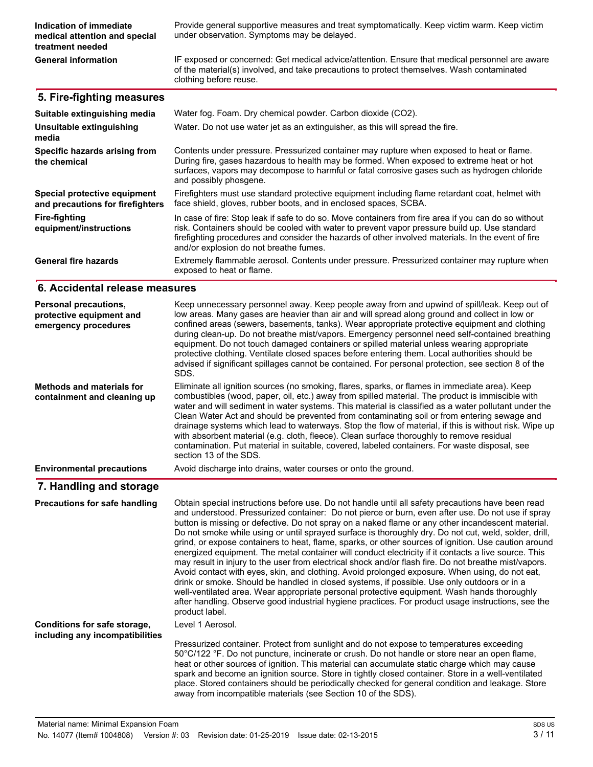| | |
|---|---|
| **Indication of immediate medical attention and special treatment needed** | Provide general supportive measures and treat symptomatically. Keep victim warm. Keep victim under observation. Symptoms may be delayed. |
| **General information** | IF exposed or concerned: Get medical advice/attention. Ensure that medical personnel are aware of the material(s) involved, and take precautions to protect themselves. Wash contaminated clothing before reuse. |

## 5. Fire-fighting measures

| | |
|---|---|
| **Suitable extinguishing media** | Water fog. Foam. Dry chemical powder. Carbon dioxide ($CO_2$). |
| **Unsuitable extinguishing media** | Water. Do not use water jet as an extinguisher, as this will spread the fire. |
| **Specific hazards arising from the chemical** | Contents under pressure. Pressurized container may rupture when exposed to heat or flame. During fire, gases hazardous to health may be formed. When exposed to extreme heat or hot surfaces, vapors may decompose to harmful or fatal corrosive gases such as hydrogen chloride and possibly phosgene. |
| **Special protective equipment and precautions for firefighters** | Firefighters must use standard protective equipment including flame retardant coat, helmet with face shield, gloves, rubber boots, and in enclosed spaces, SCBA. |
| **Fire-fighting equipment/instructions** | In case of fire: Stop leak if safe to do so. Move containers from fire area if you can do so without risk. Containers should be cooled with water to prevent vapor pressure build up. Use standard firefighting procedures and consider the hazards of other involved materials. In the event of fire and/or explosion do not breathe fumes. |
| **General fire hazards** | Extremely flammable aerosol. Contents under pressure. Pressurized container may rupture when exposed to heat or flame. |

## 6. Accidental release measures

| | |
|---|---|
| **Personal precautions, protective equipment and emergency procedures** | Keep unnecessary personnel away. Keep people away from and upwind of spill/leak. Keep out of low areas. Many gases are heavier than air and will spread along ground and collect in low or confined areas (sewers, basements, tanks). Wear appropriate protective equipment and clothing during clean-up. Do not breathe mist/vapors. Emergency personnel need self-contained breathing equipment. Do not touch damaged containers or spilled material unless wearing appropriate protective clothing. Ventilate closed spaces before entering them. Local authorities should be advised if significant spillages cannot be contained. For personal protection, see section 8 of the SDS. |
| **Methods and materials for containment and cleaning up** | Eliminate all ignition sources (no smoking, flares, sparks, or flames in immediate area). Keep combustibles (wood, paper, oil, etc.) away from spilled material. The product is immiscible with water and will sediment in water systems. This material is classified as a water pollutant under the Clean Water Act and should be prevented from contaminating soil or from entering sewage and drainage systems which lead to waterways. Stop the flow of material, if this is without risk. Wipe up with absorbent material (e.g. cloth, fleece). Clean surface thoroughly to remove residual contamination. Put material in suitable, covered, labeled containers. For waste disposal, see section 13 of the SDS. |
| **Environmental precautions** | Avoid discharge into drains, water courses or onto the ground. |

## 7. Handling and storage

| | |
|---|---|
| **Precautions for safe handling** | Obtain special instructions before use. Do not handle until all safety precautions have been read and understood. Pressurized container: Do not pierce or burn, even after use. Do not use if spray button is missing or defective. Do not spray on a naked flame or any other incandescent material. Do not smoke while using or until sprayed surface is thoroughly dry. Do not cut, weld, solder, drill, grind, or expose containers to heat, flame, sparks, or other sources of ignition. Use caution around energized equipment. The metal container will conduct electricity if it contacts a live source. This may result in injury to the user from electrical shock and/or flash fire. Do not breathe mist/vapors. Avoid contact with eyes, skin, and clothing. Avoid prolonged exposure. When using, do not eat, drink or smoke. Should be handled in closed systems, if possible. Use only outdoors or in a well-ventilated area. Wear appropriate personal protective equipment. Wash hands thoroughly after handling. Observe good industrial hygiene practices. For product usage instructions, see the product label. |
| **Conditions for safe storage, including any incompatibilities** | Level 1 Aerosol.<br><br>Pressurized container. Protect from sunlight and do not expose to temperatures exceeding 50°C/122 °F. Do not puncture, incinerate or crush. Do not handle or store near an open flame, heat or other sources of ignition. This material can accumulate static charge which may cause spark and become an ignition source. Store in tightly closed container. Store in a well-ventilated place. Stored containers should be periodically checked for general condition and leakage. Store away from incompatible materials (see Section 10 of the SDS). |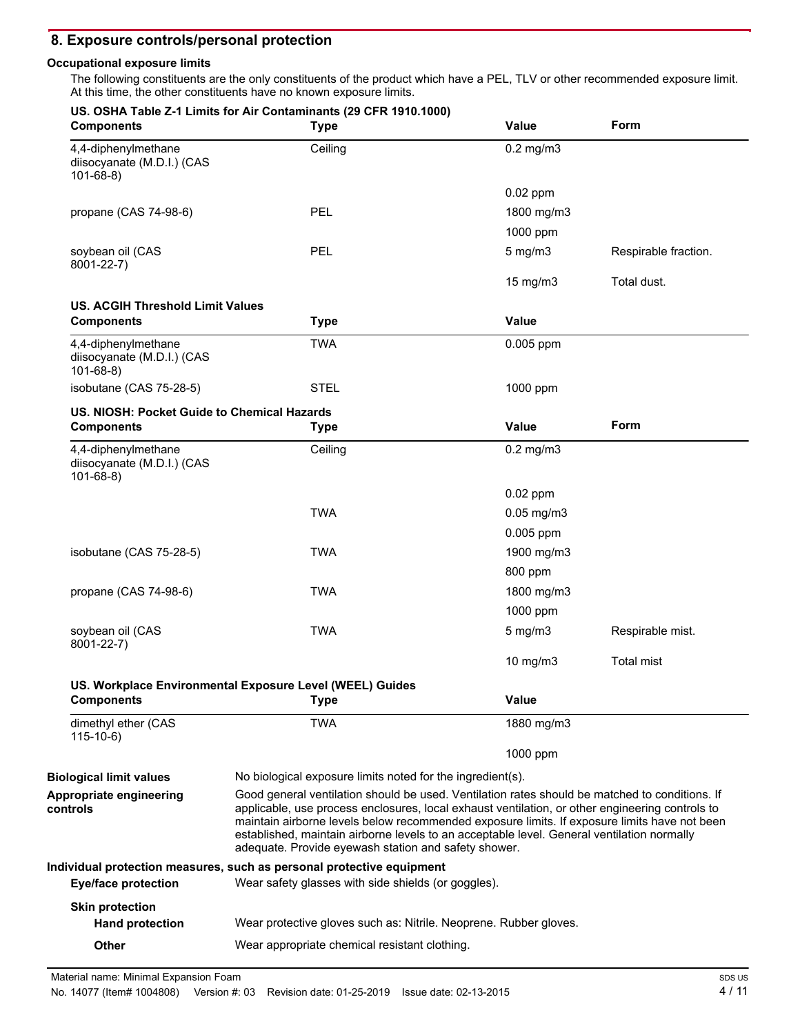## 8. Exposure controls/personal protection

**Occupational exposure limits**

The following constituents are the only constituents of the product which have a PEL, TLV or other recommended exposure limit. At this time, the other constituents have no known exposure limits.

**US. OSHA Table Z-1 Limits for Air Contaminants (29 CFR 1910.1000)**

| Components | Type | Value | Form |
|---|---|---|---|
| 4,4-diphenylmethane diisocyanate (M.D.I.) (CAS 101-68-8) | Ceiling | 0.2 mg/m3 | |
| | | 0.02 ppm | |
| propane (CAS 74-98-6) | PEL | 1800 mg/m3 | |
| | | 1000 ppm | |
| soybean oil (CAS 8001-22-7) | PEL | 5 mg/m3 | Respirable fraction. |
| | | 15 mg/m3 | Total dust. |

**US. ACGIH Threshold Limit Values**

| Components | Type | Value |
|---|---|---|
| 4,4-diphenylmethane diisocyanate (M.D.I.) (CAS 101-68-8) | TWA | 0.005 ppm |
| isobutane (CAS 75-28-5) | STEL | 1000 ppm |

**US. NIOSH: Pocket Guide to Chemical Hazards**

| Components | Type | Value | Form |
|---|---|---|---|
| 4,4-diphenylmethane diisocyanate (M.D.I.) (CAS 101-68-8) | Ceiling | 0.2 mg/m3 | |
| | | 0.02 ppm | |
| | TWA | 0.05 mg/m3 | |
| | | 0.005 ppm | |
| isobutane (CAS 75-28-5) | TWA | 1900 mg/m3 | |
| | | 800 ppm | |
| propane (CAS 74-98-6) | TWA | 1800 mg/m3 | |
| | | 1000 ppm | |
| soybean oil (CAS 8001-22-7) | TWA | 5 mg/m3 | Respirable mist. |
| | | 10 mg/m3 | Total mist |

**US. Workplace Environmental Exposure Level (WEEL) Guides**

| Components | Type | Value |
|---|---|---|
| dimethyl ether (CAS 115-10-6) | TWA | 1880 mg/m3 |
| | | 1000 ppm |

**Biological limit values**
No biological exposure limits noted for the ingredient(s).

**Appropriate engineering controls**
Good general ventilation should be used. Ventilation rates should be matched to conditions. If applicable, use process enclosures, local exhaust ventilation, or other engineering controls to maintain airborne levels below recommended exposure limits. If exposure limits have not been established, maintain airborne levels to an acceptable level. General ventilation normally adequate. Provide eyewash station and safety shower.

**Individual protection measures, such as personal protective equipment**

**Eye/face protection**
Wear safety glasses with side shields (or goggles).

**Skin protection**

**Hand protection**
Wear protective gloves such as: Nitrile. Neoprene. Rubber gloves.

**Other**
Wear appropriate chemical resistant clothing.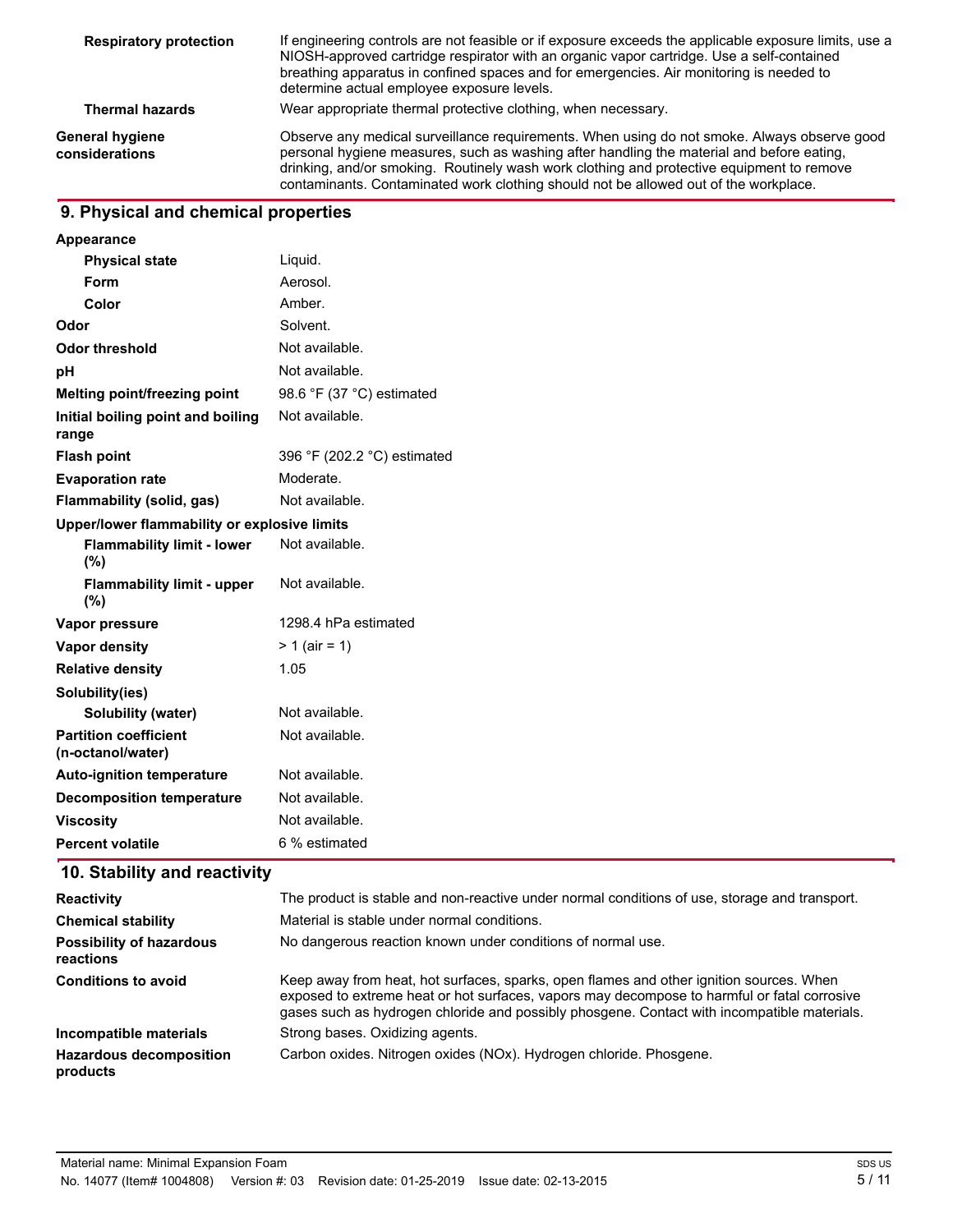| | |
|---|---|
| **Respiratory protection** | If engineering controls are not feasible or if exposure exceeds the applicable exposure limits, use a NIOSH-approved cartridge respirator with an organic vapor cartridge. Use a self-contained breathing apparatus in confined spaces and for emergencies. Air monitoring is needed to determine actual employee exposure levels. |
| **Thermal hazards** | Wear appropriate thermal protective clothing, when necessary. |
| **General hygiene considerations** | Observe any medical surveillance requirements. When using do not smoke. Always observe good personal hygiene measures, such as washing after handling the material and before eating, drinking, and/or smoking. Routinely wash work clothing and protective equipment to remove contaminants. Contaminated work clothing should not be allowed out of the workplace. |

## 9. Physical and chemical properties

| | |
|---|---|
| **Appearance** | |
| **Physical state** | Liquid. |
| **Form** | Aerosol. |
| **Color** | Amber. |
| **Odor** | Solvent. |
| **Odor threshold** | Not available. |
| **pH** | Not available. |
| **Melting point/freezing point** | 98.6 °F (37 °C) estimated |
| **Initial boiling point and boiling range** | Not available. |
| **Flash point** | 396 °F (202.2 °C) estimated |
| **Evaporation rate** | Moderate. |
| **Flammability (solid, gas)** | Not available. |
| **Upper/lower flammability or explosive limits** | |
| **Flammability limit - lower (%)** | Not available. |
| **Flammability limit - upper (%)** | Not available. |
| **Vapor pressure** | 1298.4 hPa estimated |
| **Vapor density** | > 1 (air = 1) |
| **Relative density** | 1.05 |
| **Solubility(ies)** | |
| **Solubility (water)** | Not available. |
| **Partition coefficient (n-octanol/water)** | Not available. |
| **Auto-ignition temperature** | Not available. |
| **Decomposition temperature** | Not available. |
| **Viscosity** | Not available. |
| **Percent volatile** | 6 % estimated |

## 10. Stability and reactivity

| | |
|---|---|
| **Reactivity** | The product is stable and non-reactive under normal conditions of use, storage and transport. |
| **Chemical stability** | Material is stable under normal conditions. |
| **Possibility of hazardous reactions** | No dangerous reaction known under conditions of normal use. |
| **Conditions to avoid** | Keep away from heat, hot surfaces, sparks, open flames and other ignition sources. When exposed to extreme heat or hot surfaces, vapors may decompose to harmful or fatal corrosive gases such as hydrogen chloride and possibly phosgene. Contact with incompatible materials. |
| **Incompatible materials** | Strong bases. Oxidizing agents. |
| **Hazardous decomposition products** | Carbon oxides. Nitrogen oxides (NOx). Hydrogen chloride. Phosgene. |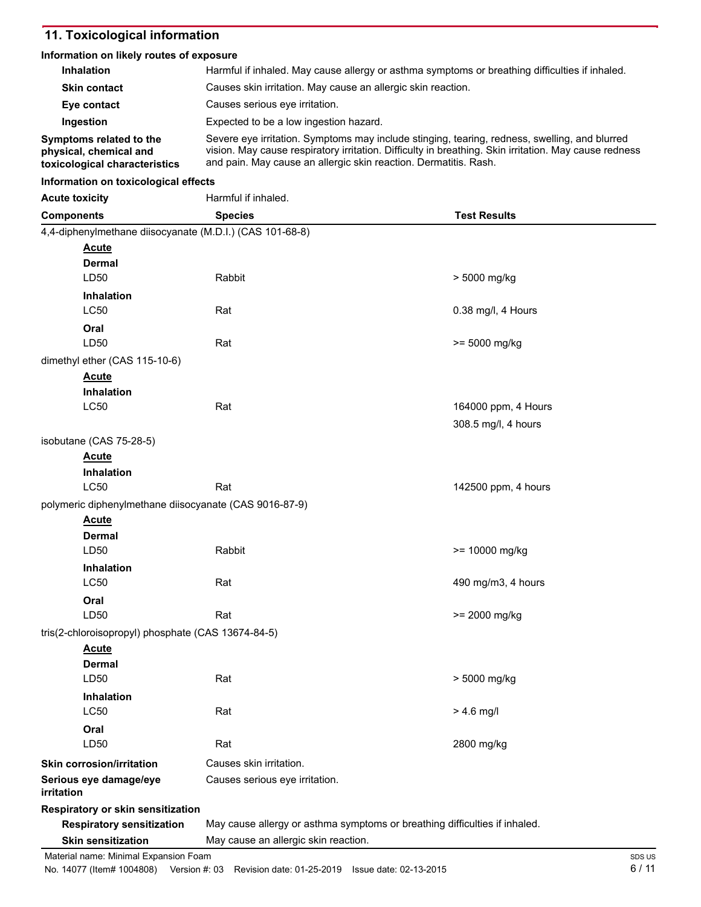## 11. Toxicological information

**Information on likely routes of exposure**

| | |
|---|---|
| **Inhalation** | Harmful if inhaled. May cause allergy or asthma symptoms or breathing difficulties if inhaled. |
| **Skin contact** | Causes skin irritation. May cause an allergic skin reaction. |
| **Eye contact** | Causes serious eye irritation. |
| **Ingestion** | Expected to be a low ingestion hazard. |
| **Symptoms related to the physical, chemical and toxicological characteristics** | Severe eye irritation. Symptoms may include stinging, tearing, redness, swelling, and blurred vision. May cause respiratory irritation. Difficulty in breathing. Skin irritation. May cause redness and pain. May cause an allergic skin reaction. Dermatitis. Rash. |

**Information on toxicological effects**

**Acute toxicity** Harmful if inhaled.

| Components | Species | Test Results |
|---|---|---|
| 4,4-diphenylmethane diisocyanate (M.D.I.) (CAS 101-68-8) | | |
| **Acute** | | |
| **Dermal** | | |
| LD50 | Rabbit | > 5000 mg/kg |
| **Inhalation** | | |
| LC50 | Rat | 0.38 mg/l, 4 Hours |
| **Oral** | | |
| LD50 | Rat | >= 5000 mg/kg |
| dimethyl ether (CAS 115-10-6) | | |
| **Acute** | | |
| **Inhalation** | | |
| LC50 | Rat | 164000 ppm, 4 Hours |
| | | 308.5 mg/l, 4 hours |
| isobutane (CAS 75-28-5) | | |
| **Acute** | | |
| **Inhalation** | | |
| LC50 | Rat | 142500 ppm, 4 hours |
| polymeric diphenylmethane diisocyanate (CAS 9016-87-9) | | |
| **Acute** | | |
| **Dermal** | | |
| LD50 | Rabbit | >= 10000 mg/kg |
| **Inhalation** | | |
| LC50 | Rat | 490 mg/m3, 4 hours |
| **Oral** | | |
| LD50 | Rat | >= 2000 mg/kg |
| tris(2-chloroisopropyl) phosphate (CAS 13674-84-5) | | |
| **Acute** | | |
| **Dermal** | | |
| LD50 | Rat | > 5000 mg/kg |
| **Inhalation** | | |
| LC50 | Rat | > 4.6 mg/l |
| **Oral** | | |
| LD50 | Rat | 2800 mg/kg |

| | |
|---|---|
| **Skin corrosion/irritation** | Causes skin irritation. |
| **Serious eye damage/eye irritation** | Causes serious eye irritation. |

**Respiratory or skin sensitization**

| | |
|---|---|
| **Respiratory sensitization** | May cause allergy or asthma symptoms or breathing difficulties if inhaled. |
| **Skin sensitization** | May cause an allergic skin reaction. |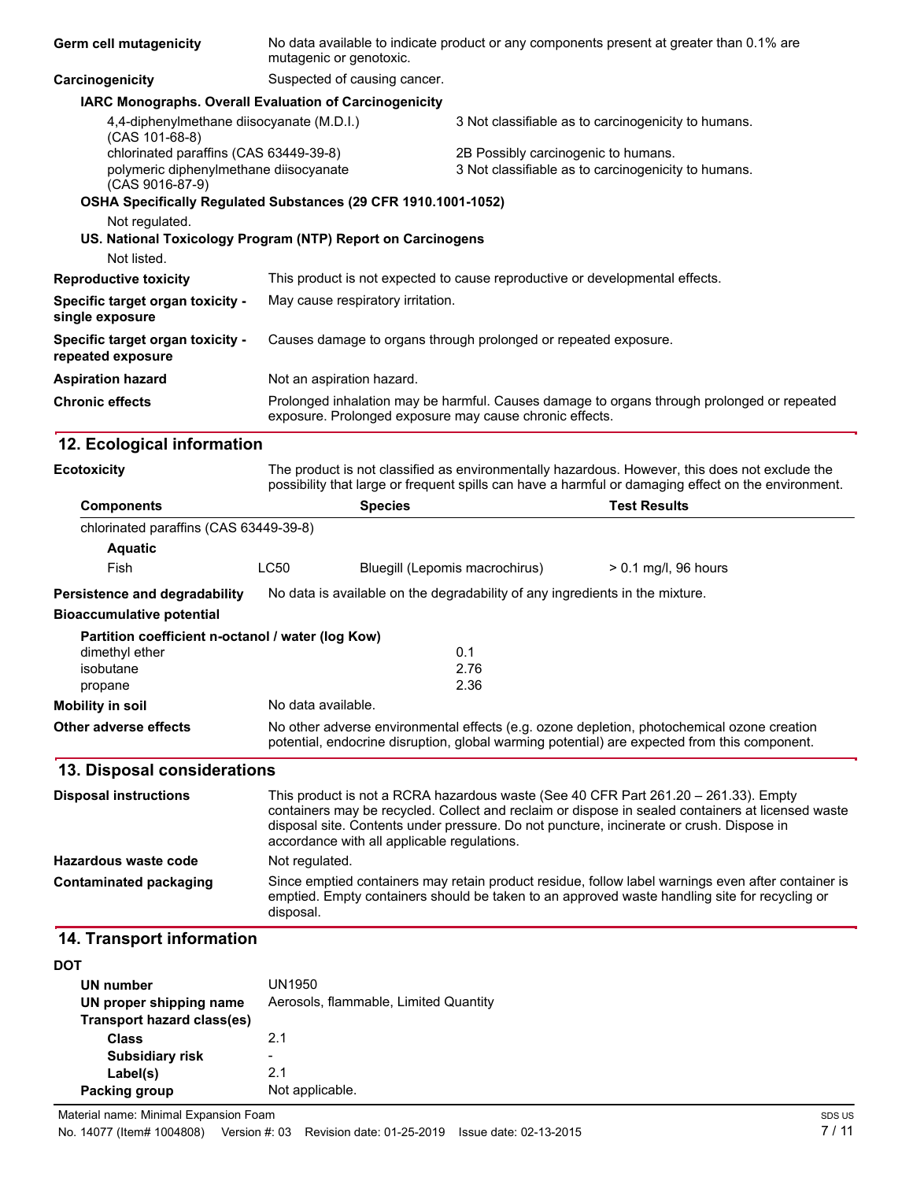| | |
|---|---|
| **Germ cell mutagenicity** | No data available to indicate product or any components present at greater than 0.1% are mutagenic or genotoxic. |
| **Carcinogenicity** | Suspected of causing cancer. |

**IARC Monographs. Overall Evaluation of Carcinogenicity**

| | |
|---|---|
| 4,4-diphenylmethane diisocyanate (M.D.I.) (CAS 101-68-8) | 3 Not classifiable as to carcinogenicity to humans. |
| chlorinated paraffins (CAS 63449-39-8) | 2B Possibly carcinogenic to humans. |
| polymeric diphenylmethane diisocyanate (CAS 9016-87-9) | 3 Not classifiable as to carcinogenicity to humans. |

**OSHA Specifically Regulated Substances (29 CFR 1910.1001-1052)**

Not regulated.

**US. National Toxicology Program (NTP) Report on Carcinogens**

Not listed.

| | |
|---|---|
| **Reproductive toxicity** | This product is not expected to cause reproductive or developmental effects. |
| **Specific target organ toxicity - single exposure** | May cause respiratory irritation. |
| **Specific target organ toxicity - repeated exposure** | Causes damage to organs through prolonged or repeated exposure. |
| **Aspiration hazard** | Not an aspiration hazard. |
| **Chronic effects** | Prolonged inhalation may be harmful. Causes damage to organs through prolonged or repeated exposure. Prolonged exposure may cause chronic effects. |

## 12. Ecological information

| | |
|---|---|
| **Ecotoxicity** | The product is not classified as environmentally hazardous. However, this does not exclude the possibility that large or frequent spills can have a harmful or damaging effect on the environment. |

| Components | | Species | Test Results |
|---|---|---|---|
| chlorinated paraffins (CAS 63449-39-8) | | | |
| **Aquatic** | | | |
| Fish | LC50 | Bluegill (Lepomis macrochirus) | > 0.1 mg/l, 96 hours |

| | |
|---|---|
| **Persistence and degradability** | No data is available on the degradability of any ingredients in the mixture. |
| **Bioaccumulative potential** | |

**Partition coefficient n-octanol / water (log Kow)**

| | |
|---|---|
| dimethyl ether | 0.1 |
| isobutane | 2.76 |
| propane | 2.36 |

| | |
|---|---|
| **Mobility in soil** | No data available. |
| **Other adverse effects** | No other adverse environmental effects (e.g. ozone depletion, photochemical ozone creation potential, endocrine disruption, global warming potential) are expected from this component. |

## 13. Disposal considerations

| | |
|---|---|
| **Disposal instructions** | This product is not a RCRA hazardous waste (See 40 CFR Part 261.20 – 261.33). Empty containers may be recycled. Collect and reclaim or dispose in sealed containers at licensed waste disposal site. Contents under pressure. Do not puncture, incinerate or crush. Dispose in accordance with all applicable regulations. |
| **Hazardous waste code** | Not regulated. |
| **Contaminated packaging** | Since emptied containers may retain product residue, follow label warnings even after container is emptied. Empty containers should be taken to an approved waste handling site for recycling or disposal. |

## 14. Transport information

**DOT**

| | |
|---|---|
| **UN number** | UN1950 |
| **UN proper shipping name** | Aerosols, flammable, Limited Quantity |
| **Transport hazard class(es)** | |
| **Class** | 2.1 |
| **Subsidiary risk** | - |
| **Label(s)** | 2.1 |
| **Packing group** | Not applicable. |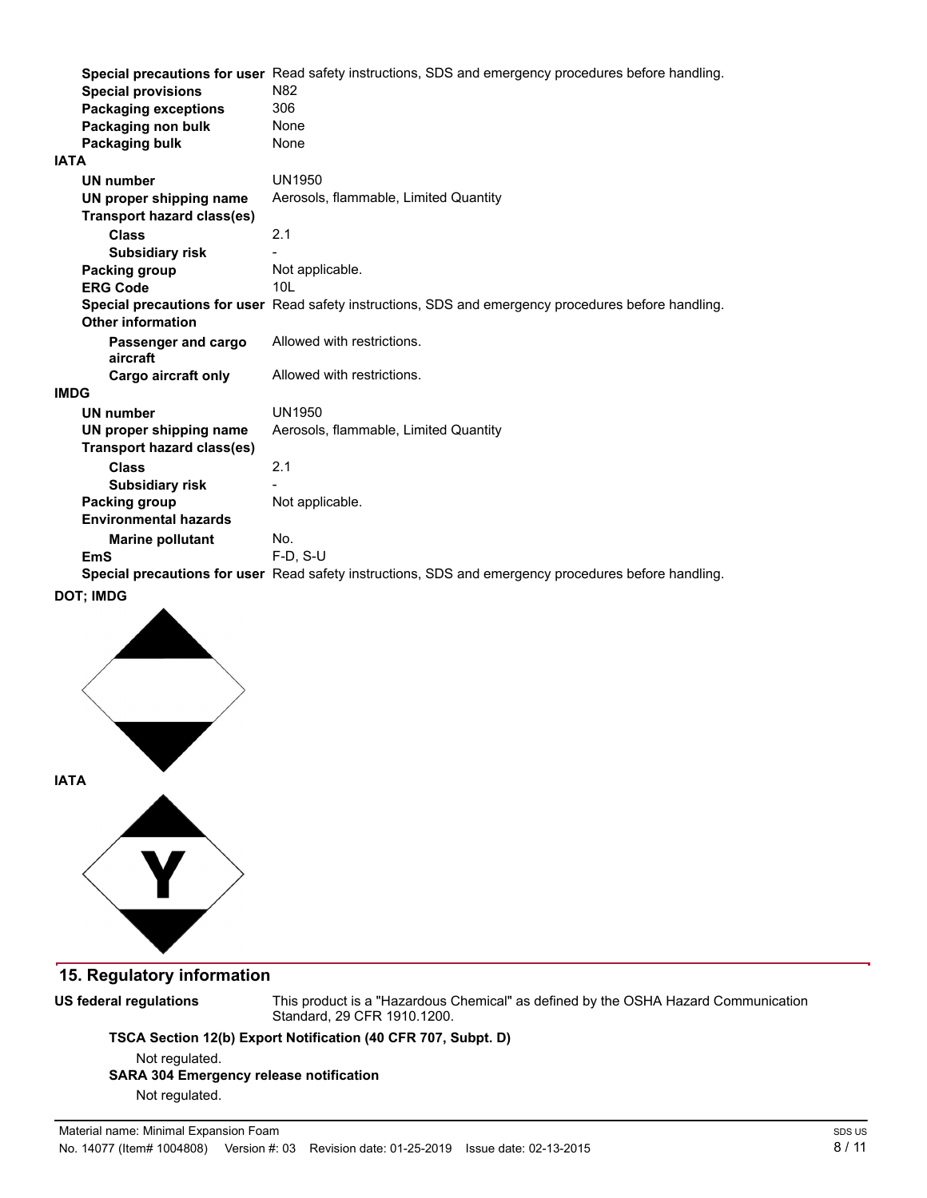| | |
|---|---|
| **Special precautions for user** | Read safety instructions, SDS and emergency procedures before handling. |
| **Special provisions** | N82 |
| **Packaging exceptions** | 306 |
| **Packaging non bulk** | None |
| **Packaging bulk** | None |

**IATA**

| | |
|---|---|
| **UN number** | UN1950 |
| **UN proper shipping name** | Aerosols, flammable, Limited Quantity |
| **Transport hazard class(es)** | |
| **Class** | 2.1 |
| **Subsidiary risk** | - |
| **Packing group** | Not applicable. |
| **ERG Code** | 10L |
| **Special precautions for user** | Read safety instructions, SDS and emergency procedures before handling. |
| **Other information** | |
| **Passenger and cargo aircraft** | Allowed with restrictions. |
| **Cargo aircraft only** | Allowed with restrictions. |

**IMDG**

| | |
|---|---|
| **UN number** | UN1950 |
| **UN proper shipping name** | Aerosols, flammable, Limited Quantity |
| **Transport hazard class(es)** | |
| **Class** | 2.1 |
| **Subsidiary risk** | - |
| **Packing group** | Not applicable. |
| **Environmental hazards** | |
| **Marine pollutant** | No. |
| **EmS** | F-D, S-U |
| **Special precautions for user** | Read safety instructions, SDS and emergency procedures before handling. |

**DOT; IMDG**

**IATA**

## 15. Regulatory information

**US federal regulations** This product is a "Hazardous Chemical" as defined by the OSHA Hazard Communication Standard, 29 CFR 1910.1200.

**TSCA Section 12(b) Export Notification (40 CFR 707, Subpt. D)**

Not regulated.

**SARA 304 Emergency release notification**

Not regulated.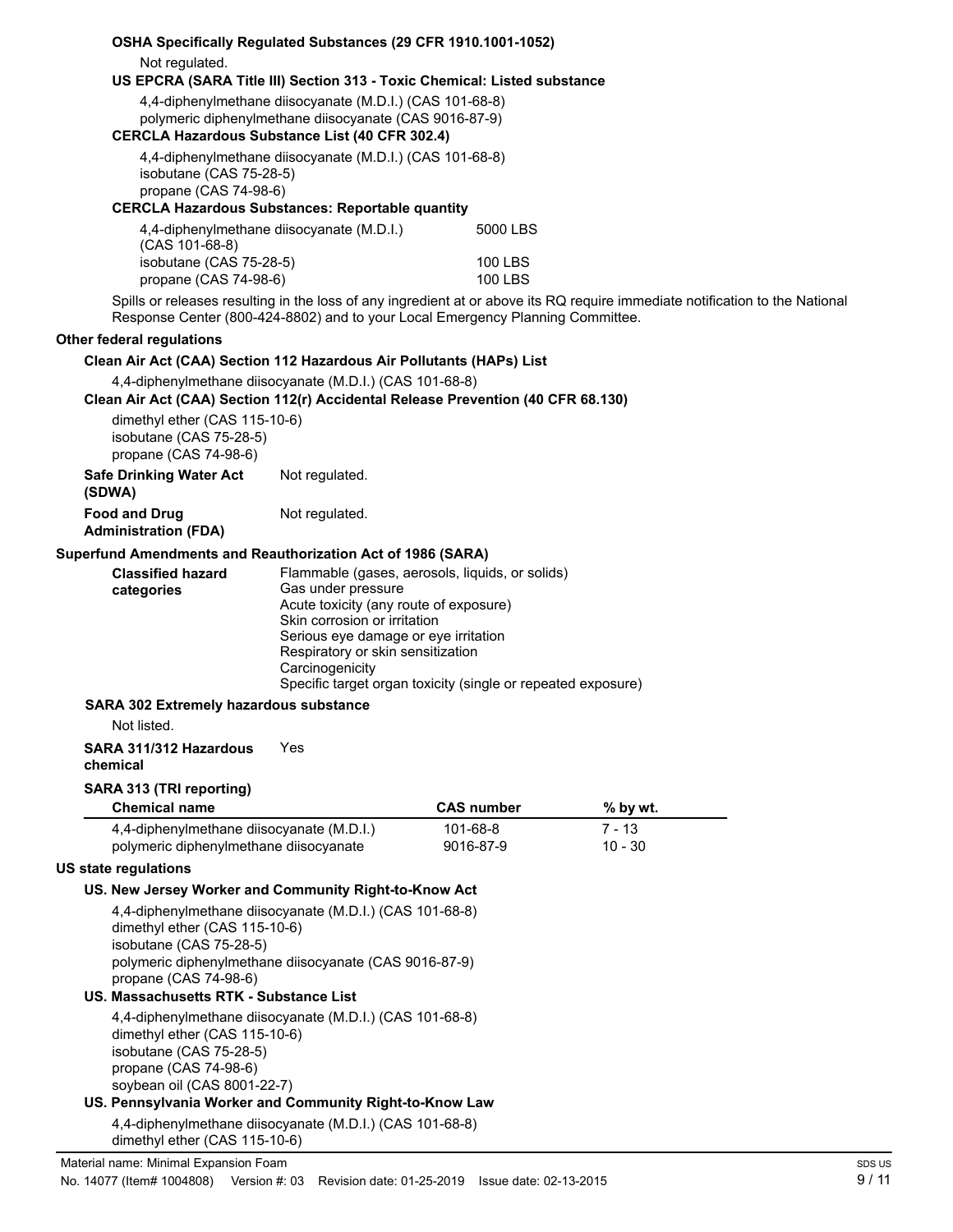**OSHA Specifically Regulated Substances (29 CFR 1910.1001-1052)**

Not regulated.

**US EPCRA (SARA Title III) Section 313 - Toxic Chemical: Listed substance**

4,4-diphenylmethane diisocyanate (M.D.I.) (CAS 101-68-8)
polymeric diphenylmethane diisocyanate (CAS 9016-87-9)

**CERCLA Hazardous Substance List (40 CFR 302.4)**

4,4-diphenylmethane diisocyanate (M.D.I.) (CAS 101-68-8)
isobutane (CAS 75-28-5)
propane (CAS 74-98-6)

**CERCLA Hazardous Substances: Reportable quantity**

| | |
|---|---|
| 4,4-diphenylmethane diisocyanate (M.D.I.) (CAS 101-68-8) | 5000 LBS |
| isobutane (CAS 75-28-5) | 100 LBS |
| propane (CAS 74-98-6) | 100 LBS |

Spills or releases resulting in the loss of any ingredient at or above its RQ require immediate notification to the National Response Center (800-424-8802) and to your Local Emergency Planning Committee.

**Other federal regulations**

**Clean Air Act (CAA) Section 112 Hazardous Air Pollutants (HAPs) List**

4,4-diphenylmethane diisocyanate (M.D.I.) (CAS 101-68-8)

**Clean Air Act (CAA) Section 112(r) Accidental Release Prevention (40 CFR 68.130)**

dimethyl ether (CAS 115-10-6)
isobutane (CAS 75-28-5)
propane (CAS 74-98-6)

**Safe Drinking Water Act (SDWA)** Not regulated.

**Food and Drug Administration (FDA)** Not regulated.

**Superfund Amendments and Reauthorization Act of 1986 (SARA)**

**Classified hazard categories**
Flammable (gases, aerosols, liquids, or solids)
Gas under pressure
Acute toxicity (any route of exposure)
Skin corrosion or irritation
Serious eye damage or eye irritation
Respiratory or skin sensitization
Carcinogenicity
Specific target organ toxicity (single or repeated exposure)

**SARA 302 Extremely hazardous substance**

Not listed.

**SARA 311/312 Hazardous chemical** Yes

**SARA 313 (TRI reporting)**

| Chemical name | CAS number | % by wt. |
|---|---|---|
| 4,4-diphenylmethane diisocyanate (M.D.I.) | 101-68-8 | 7 - 13 |
| polymeric diphenylmethane diisocyanate | 9016-87-9 | 10 - 30 |

**US state regulations**

**US. New Jersey Worker and Community Right-to-Know Act**

4,4-diphenylmethane diisocyanate (M.D.I.) (CAS 101-68-8)
dimethyl ether (CAS 115-10-6)
isobutane (CAS 75-28-5)
polymeric diphenylmethane diisocyanate (CAS 9016-87-9)
propane (CAS 74-98-6)

**US. Massachusetts RTK - Substance List**

4,4-diphenylmethane diisocyanate (M.D.I.) (CAS 101-68-8)
dimethyl ether (CAS 115-10-6)
isobutane (CAS 75-28-5)
propane (CAS 74-98-6)
soybean oil (CAS 8001-22-7)

**US. Pennsylvania Worker and Community Right-to-Know Law**

4,4-diphenylmethane diisocyanate (M.D.I.) (CAS 101-68-8)
dimethyl ether (CAS 115-10-6)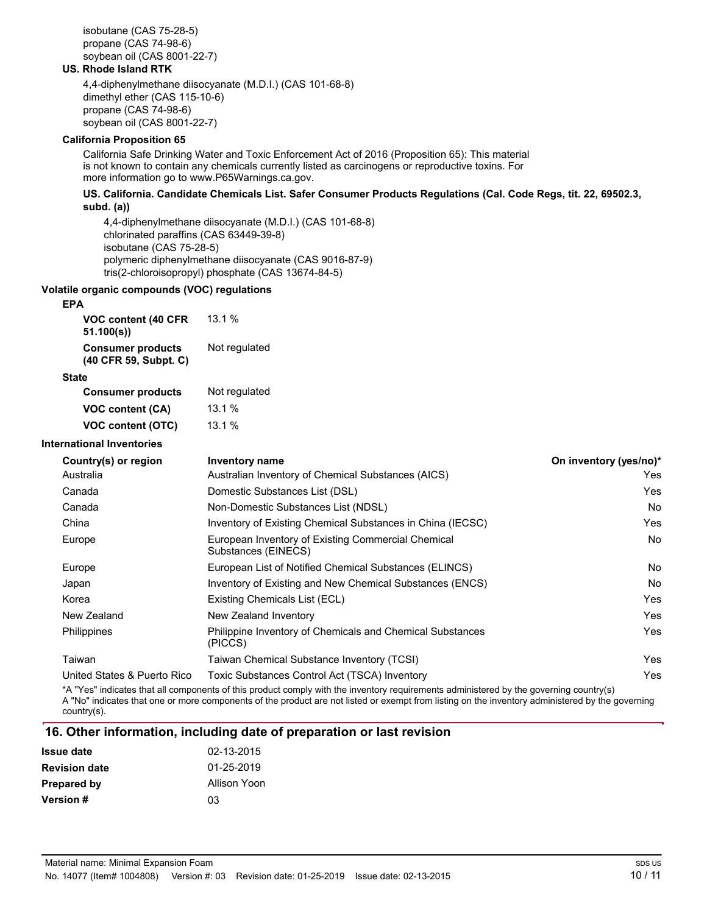isobutane (CAS 75-28-5)
propane (CAS 74-98-6)
soybean oil (CAS 8001-22-7)

**US. Rhode Island RTK**

4,4-diphenylmethane diisocyanate (M.D.I.) (CAS 101-68-8)
dimethyl ether (CAS 115-10-6)
propane (CAS 74-98-6)
soybean oil (CAS 8001-22-7)

**California Proposition 65**

California Safe Drinking Water and Toxic Enforcement Act of 2016 (Proposition 65): This material is not known to contain any chemicals currently listed as carcinogens or reproductive toxins. For more information go to www.P65Warnings.ca.gov.

**US. California. Candidate Chemicals List. Safer Consumer Products Regulations (Cal. Code Regs, tit. 22, 69502.3, subd. (a))**

4,4-diphenylmethane diisocyanate (M.D.I.) (CAS 101-68-8)
chlorinated paraffins (CAS 63449-39-8)
isobutane (CAS 75-28-5)
polymeric diphenylmethane diisocyanate (CAS 9016-87-9)
tris(2-chloroisopropyl) phosphate (CAS 13674-84-5)

**Volatile organic compounds (VOC) regulations**

**EPA**

| | |
|---|---|
| **VOC content (40 CFR 51.100(s))** | 13.1 % |
| **Consumer products (40 CFR 59, Subpt. C)** | Not regulated |

**State**

| | |
|---|---|
| **Consumer products** | Not regulated |
| **VOC content (CA)** | 13.1 % |
| **VOC content (OTC)** | 13.1 % |

**International Inventories**

| Country(s) or region | Inventory name | On inventory (yes/no)* |
|---|---|---|
| Australia | Australian Inventory of Chemical Substances (AICS) | Yes |
| Canada | Domestic Substances List (DSL) | Yes |
| Canada | Non-Domestic Substances List (NDSL) | No |
| China | Inventory of Existing Chemical Substances in China (IECSC) | Yes |
| Europe | European Inventory of Existing Commercial Chemical Substances (EINECS) | No |
| Europe | European List of Notified Chemical Substances (ELINCS) | No |
| Japan | Inventory of Existing and New Chemical Substances (ENCS) | No |
| Korea | Existing Chemicals List (ECL) | Yes |
| New Zealand | New Zealand Inventory | Yes |
| Philippines | Philippine Inventory of Chemicals and Chemical Substances (PICCS) | Yes |
| Taiwan | Taiwan Chemical Substance Inventory (TCSI) | Yes |
| United States & Puerto Rico | Toxic Substances Control Act (TSCA) Inventory | Yes |

*A "Yes" indicates that all components of this product comply with the inventory requirements administered by the governing country(s)
A "No" indicates that one or more components of the product are not listed or exempt from listing on the inventory administered by the governing country(s).

## 16. Other information, including date of preparation or last revision

| | |
|---|---|
| **Issue date** | 02-13-2015 |
| **Revision date** | 01-25-2019 |
| **Prepared by** | Allison Yoon |
| **Version #** | 03 |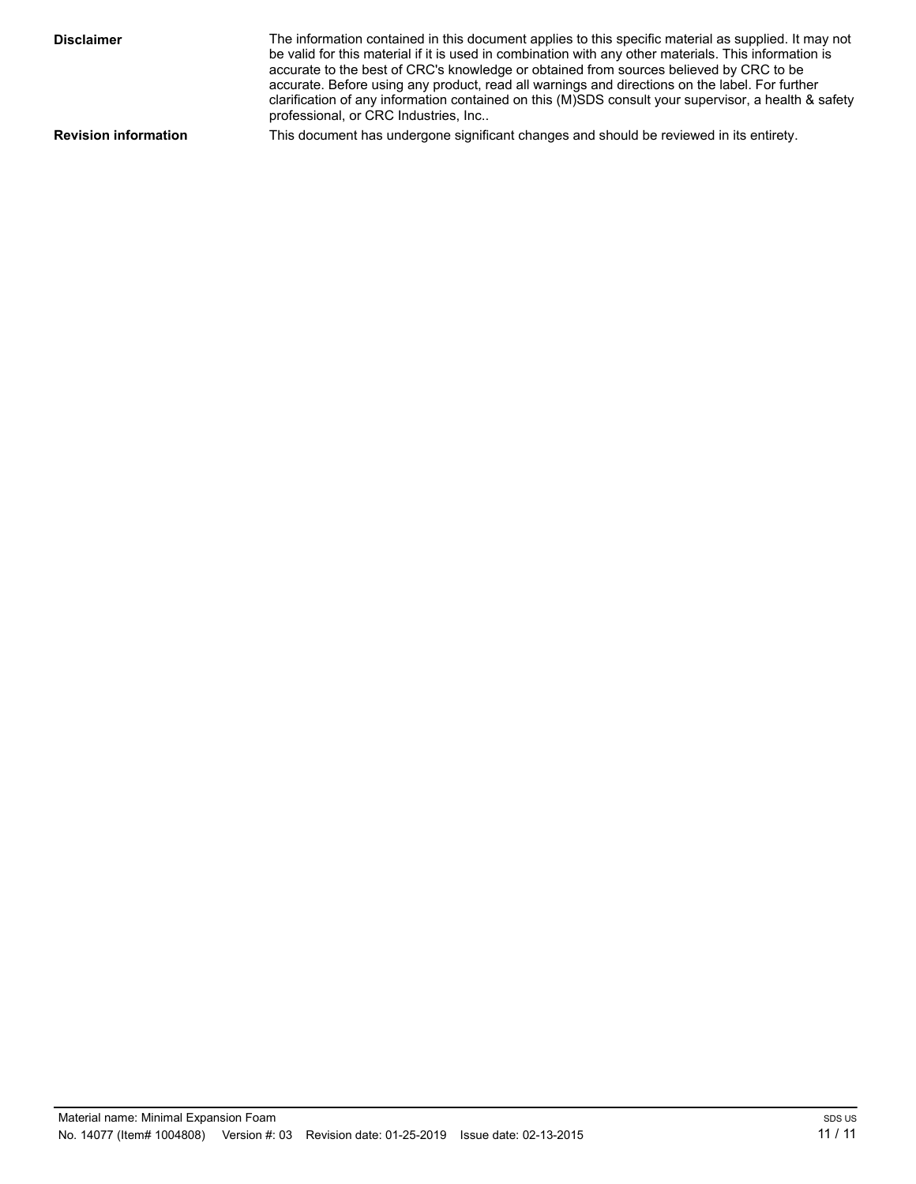**Disclaimer**

The information contained in this document applies to this specific material as supplied. It may not be valid for this material if it is used in combination with any other materials. This information is accurate to the best of CRC's knowledge or obtained from sources believed by CRC to be accurate. Before using any product, read all warnings and directions on the label. For further clarification of any information contained on this (M)SDS consult your supervisor, a health & safety professional, or CRC Industries, Inc..

**Revision information**

This document has undergone significant changes and should be reviewed in its entirety.